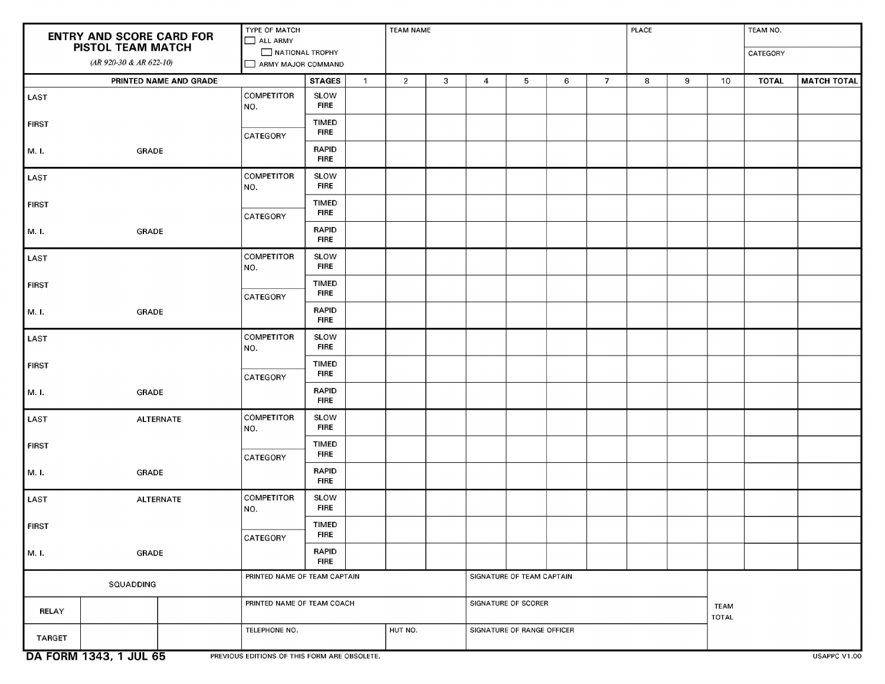# ENTRY AND SCORE CARD FOR PISTOL TEAM MATCH

*(AR 920-30 & AR 622-10)*

| TYPE OF MATCH | TEAM NAME | PLACE | TEAM NO. |
|---|---|---|---|
| ☐ ALL ARMY<br>☐ NATIONAL TROPHY<br>☐ ARMY MAJOR COMMAND | | | CATEGORY |

| PRINTED NAME AND GRADE | | STAGES | 1 | 2 | 3 | 4 | 5 | 6 | 7 | 8 | 9 | 10 | TOTAL | MATCH TOTAL |
|---|---|---|---|---|---|---|---|---|---|---|---|---|---|---|
| LAST | COMPETITOR NO. | SLOW FIRE | | | | | | | | | | | | |
| FIRST | CATEGORY | TIMED FIRE | | | | | | | | | | | | |
| M. I. GRADE | | RAPID FIRE | | | | | | | | | | | | |
| LAST | COMPETITOR NO. | SLOW FIRE | | | | | | | | | | | | |
| FIRST | CATEGORY | TIMED FIRE | | | | | | | | | | | | |
| M. I. GRADE | | RAPID FIRE | | | | | | | | | | | | |
| LAST | COMPETITOR NO. | SLOW FIRE | | | | | | | | | | | | |
| FIRST | CATEGORY | TIMED FIRE | | | | | | | | | | | | |
| M. I. GRADE | | RAPID FIRE | | | | | | | | | | | | |
| LAST | COMPETITOR NO. | SLOW FIRE | | | | | | | | | | | | |
| FIRST | CATEGORY | TIMED FIRE | | | | | | | | | | | | |
| M. I. GRADE | | RAPID FIRE | | | | | | | | | | | | |
| LAST ALTERNATE | COMPETITOR NO. | SLOW FIRE | | | | | | | | | | | | |
| FIRST | CATEGORY | TIMED FIRE | | | | | | | | | | | | |
| M. I. GRADE | | RAPID FIRE | | | | | | | | | | | | |
| LAST ALTERNATE | COMPETITOR NO. | SLOW FIRE | | | | | | | | | | | | |
| FIRST | CATEGORY | TIMED FIRE | | | | | | | | | | | | |
| M. I. GRADE | | RAPID FIRE | | | | | | | | | | | | |

| SQUADDING | | | PRINTED NAME OF TEAM CAPTAIN | | SIGNATURE OF TEAM CAPTAIN | TEAM TOTAL |
|---|---|---|---|---|---|---|
| RELAY | | | PRINTED NAME OF TEAM COACH | | SIGNATURE OF SCORER | |
| TARGET | | | TELEPHONE NO. | HUT NO. | SIGNATURE OF RANGE OFFICER | |

DA FORM 1343, 1 JUL 65 — PREVIOUS EDITIONS OF THIS FORM ARE OBSOLETE. — USAPPC V1.00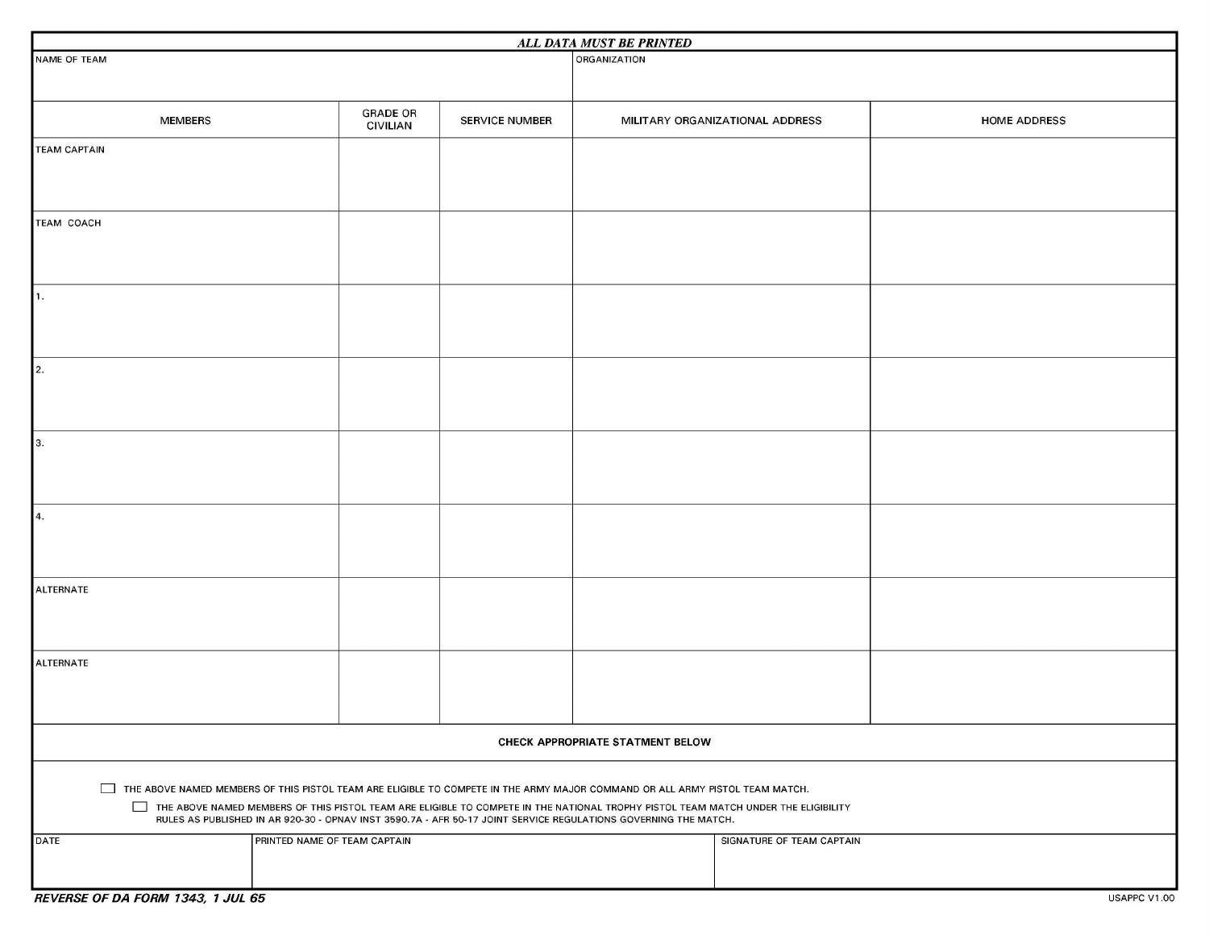***ALL DATA MUST BE PRINTED***

| NAME OF TEAM | ORGANIZATION |
|---|---|
| | |

| MEMBERS | GRADE OR CIVILIAN | SERVICE NUMBER | MILITARY ORGANIZATIONAL ADDRESS | HOME ADDRESS |
|---|---|---|---|---|
| TEAM CAPTAIN | | | | |
| TEAM COACH | | | | |
| 1. | | | | |
| 2. | | | | |
| 3. | | | | |
| 4. | | | | |
| ALTERNATE | | | | |
| ALTERNATE | | | | |

**CHECK APPROPRIATE STATMENT BELOW**

☐ THE ABOVE NAMED MEMBERS OF THIS PISTOL TEAM ARE ELIGIBLE TO COMPETE IN THE ARMY MAJOR COMMAND OR ALL ARMY PISTOL TEAM MATCH.

☐ THE ABOVE NAMED MEMBERS OF THIS PISTOL TEAM ARE ELIGIBLE TO COMPETE IN THE NATIONAL TROPHY PISTOL TEAM MATCH UNDER THE ELIGIBILITY RULES AS PUBLISHED IN AR 920-30 - OPNAV INST 3590.7A - AFR 50-17 JOINT SERVICE REGULATIONS GOVERNING THE MATCH.

| DATE | PRINTED NAME OF TEAM CAPTAIN | SIGNATURE OF TEAM CAPTAIN |
|---|---|---|
| | | |

***REVERSE OF DA FORM 1343, 1 JUL 65***

USAPPC V1.00